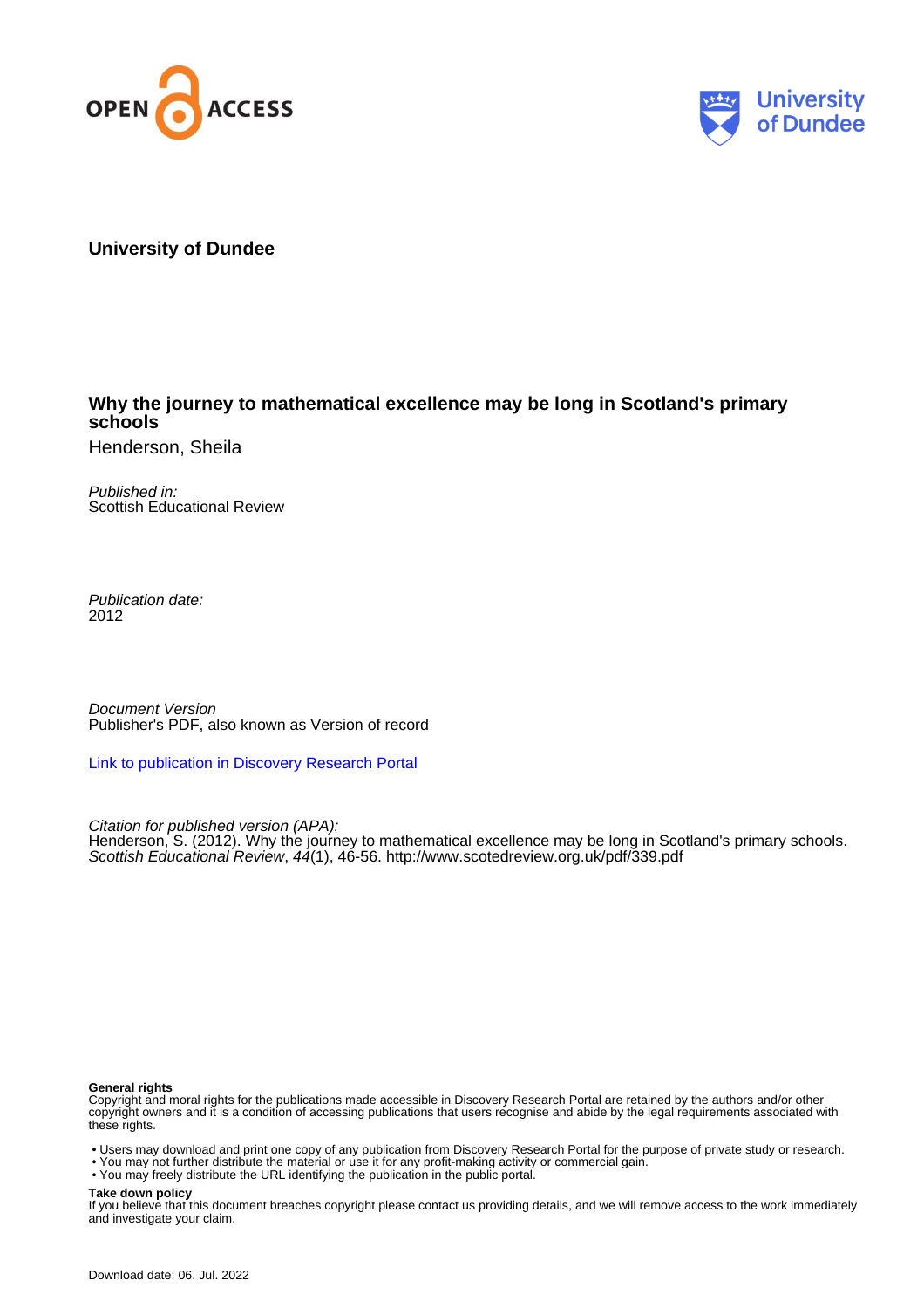University of Dundee

# Why the journey to mathematical excellence may be long in Scotland's primary schools

Henderson, Sheila

*Published in:*
Scottish Educational Review

*Publication date:*
2012

*Document Version*
Publisher's PDF, also known as Version of record

Link to publication in Discovery Research Portal

*Citation for published version (APA):*
Henderson, S. (2012). Why the journey to mathematical excellence may be long in Scotland's primary schools. *Scottish Educational Review*, *44*(1), 46-56. http://www.scotedreview.org.uk/pdf/339.pdf

**General rights**
Copyright and moral rights for the publications made accessible in Discovery Research Portal are retained by the authors and/or other copyright owners and it is a condition of accessing publications that users recognise and abide by the legal requirements associated with these rights.

- Users may download and print one copy of any publication from Discovery Research Portal for the purpose of private study or research.
- You may not further distribute the material or use it for any profit-making activity or commercial gain.
- You may freely distribute the URL identifying the publication in the public portal.

**Take down policy**
If you believe that this document breaches copyright please contact us providing details, and we will remove access to the work immediately and investigate your claim.

Download date: 06. Jul. 2022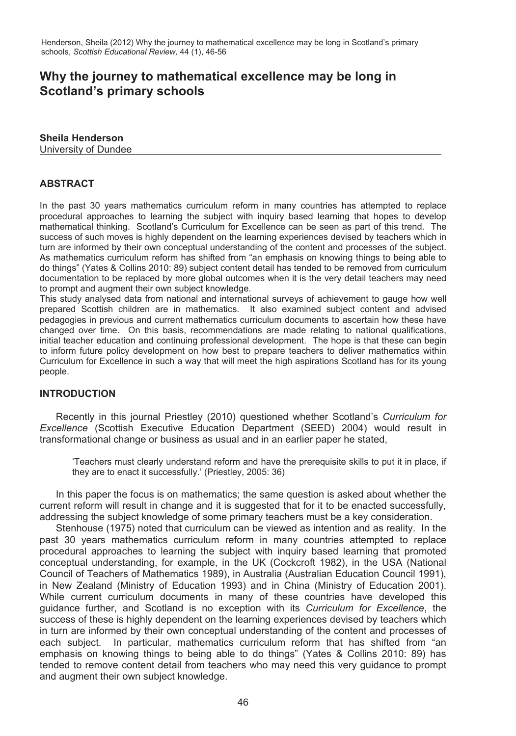Henderson, Sheila (2012) Why the journey to mathematical excellence may be long in Scotland's primary schools, *Scottish Educational Review*, 44 (1), 46-56

# Why the journey to mathematical excellence may be long in Scotland's primary schools

**Sheila Henderson**
University of Dundee

## ABSTRACT

In the past 30 years mathematics curriculum reform in many countries has attempted to replace procedural approaches to learning the subject with inquiry based learning that hopes to develop mathematical thinking. Scotland's Curriculum for Excellence can be seen as part of this trend. The success of such moves is highly dependent on the learning experiences devised by teachers which in turn are informed by their own conceptual understanding of the content and processes of the subject. As mathematics curriculum reform has shifted from "an emphasis on knowing things to being able to do things" (Yates & Collins 2010: 89) subject content detail has tended to be removed from curriculum documentation to be replaced by more global outcomes when it is the very detail teachers may need to prompt and augment their own subject knowledge.

This study analysed data from national and international surveys of achievement to gauge how well prepared Scottish children are in mathematics. It also examined subject content and advised pedagogies in previous and current mathematics curriculum documents to ascertain how these have changed over time. On this basis, recommendations are made relating to national qualifications, initial teacher education and continuing professional development. The hope is that these can begin to inform future policy development on how best to prepare teachers to deliver mathematics within Curriculum for Excellence in such a way that will meet the high aspirations Scotland has for its young people.

## INTRODUCTION

Recently in this journal Priestley (2010) questioned whether Scotland's *Curriculum for Excellence* (Scottish Executive Education Department (SEED) 2004) would result in transformational change or business as usual and in an earlier paper he stated,

> 'Teachers must clearly understand reform and have the prerequisite skills to put it in place, if they are to enact it successfully.' (Priestley, 2005: 36)

In this paper the focus is on mathematics; the same question is asked about whether the current reform will result in change and it is suggested that for it to be enacted successfully, addressing the subject knowledge of some primary teachers must be a key consideration.

Stenhouse (1975) noted that curriculum can be viewed as intention and as reality. In the past 30 years mathematics curriculum reform in many countries attempted to replace procedural approaches to learning the subject with inquiry based learning that promoted conceptual understanding, for example, in the UK (Cockcroft 1982), in the USA (National Council of Teachers of Mathematics 1989), in Australia (Australian Education Council 1991), in New Zealand (Ministry of Education 1993) and in China (Ministry of Education 2001). While current curriculum documents in many of these countries have developed this guidance further, and Scotland is no exception with its *Curriculum for Excellence*, the success of these is highly dependent on the learning experiences devised by teachers which in turn are informed by their own conceptual understanding of the content and processes of each subject. In particular, mathematics curriculum reform that has shifted from "an emphasis on knowing things to being able to do things" (Yates & Collins 2010: 89) has tended to remove content detail from teachers who may need this very guidance to prompt and augment their own subject knowledge.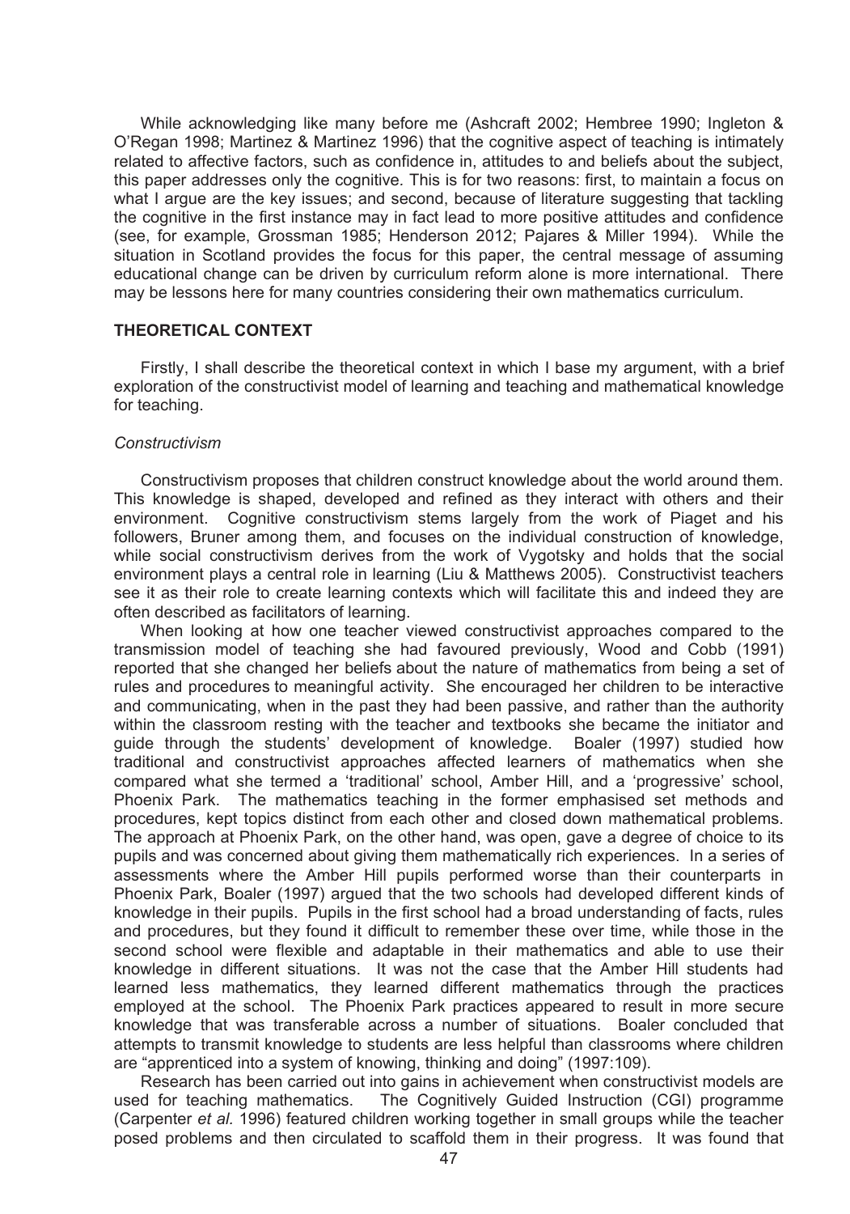While acknowledging like many before me (Ashcraft 2002; Hembree 1990; Ingleton & O'Regan 1998; Martinez & Martinez 1996) that the cognitive aspect of teaching is intimately related to affective factors, such as confidence in, attitudes to and beliefs about the subject, this paper addresses only the cognitive. This is for two reasons: first, to maintain a focus on what I argue are the key issues; and second, because of literature suggesting that tackling the cognitive in the first instance may in fact lead to more positive attitudes and confidence (see, for example, Grossman 1985; Henderson 2012; Pajares & Miller 1994). While the situation in Scotland provides the focus for this paper, the central message of assuming educational change can be driven by curriculum reform alone is more international. There may be lessons here for many countries considering their own mathematics curriculum.

## THEORETICAL CONTEXT

Firstly, I shall describe the theoretical context in which I base my argument, with a brief exploration of the constructivist model of learning and teaching and mathematical knowledge for teaching.

### *Constructivism*

Constructivism proposes that children construct knowledge about the world around them. This knowledge is shaped, developed and refined as they interact with others and their environment. Cognitive constructivism stems largely from the work of Piaget and his followers, Bruner among them, and focuses on the individual construction of knowledge, while social constructivism derives from the work of Vygotsky and holds that the social environment plays a central role in learning (Liu & Matthews 2005). Constructivist teachers see it as their role to create learning contexts which will facilitate this and indeed they are often described as facilitators of learning.

When looking at how one teacher viewed constructivist approaches compared to the transmission model of teaching she had favoured previously, Wood and Cobb (1991) reported that she changed her beliefs about the nature of mathematics from being a set of rules and procedures to meaningful activity. She encouraged her children to be interactive and communicating, when in the past they had been passive, and rather than the authority within the classroom resting with the teacher and textbooks she became the initiator and guide through the students' development of knowledge. Boaler (1997) studied how traditional and constructivist approaches affected learners of mathematics when she compared what she termed a 'traditional' school, Amber Hill, and a 'progressive' school, Phoenix Park. The mathematics teaching in the former emphasised set methods and procedures, kept topics distinct from each other and closed down mathematical problems. The approach at Phoenix Park, on the other hand, was open, gave a degree of choice to its pupils and was concerned about giving them mathematically rich experiences. In a series of assessments where the Amber Hill pupils performed worse than their counterparts in Phoenix Park, Boaler (1997) argued that the two schools had developed different kinds of knowledge in their pupils. Pupils in the first school had a broad understanding of facts, rules and procedures, but they found it difficult to remember these over time, while those in the second school were flexible and adaptable in their mathematics and able to use their knowledge in different situations. It was not the case that the Amber Hill students had learned less mathematics, they learned different mathematics through the practices employed at the school. The Phoenix Park practices appeared to result in more secure knowledge that was transferable across a number of situations. Boaler concluded that attempts to transmit knowledge to students are less helpful than classrooms where children are "apprenticed into a system of knowing, thinking and doing" (1997:109).

Research has been carried out into gains in achievement when constructivist models are used for teaching mathematics. The Cognitively Guided Instruction (CGI) programme (Carpenter *et al.* 1996) featured children working together in small groups while the teacher posed problems and then circulated to scaffold them in their progress. It was found that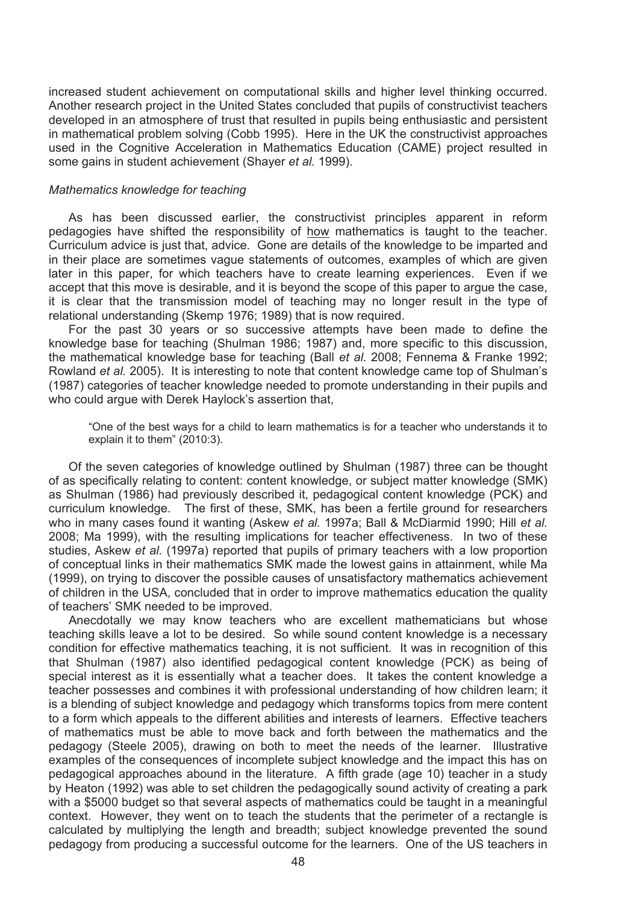increased student achievement on computational skills and higher level thinking occurred. Another research project in the United States concluded that pupils of constructivist teachers developed in an atmosphere of trust that resulted in pupils being enthusiastic and persistent in mathematical problem solving (Cobb 1995). Here in the UK the constructivist approaches used in the Cognitive Acceleration in Mathematics Education (CAME) project resulted in some gains in student achievement (Shayer *et al.* 1999).

### *Mathematics knowledge for teaching*

As has been discussed earlier, the constructivist principles apparent in reform pedagogies have shifted the responsibility of <u>how</u> mathematics is taught to the teacher. Curriculum advice is just that, advice. Gone are details of the knowledge to be imparted and in their place are sometimes vague statements of outcomes, examples of which are given later in this paper, for which teachers have to create learning experiences. Even if we accept that this move is desirable, and it is beyond the scope of this paper to argue the case, it is clear that the transmission model of teaching may no longer result in the type of relational understanding (Skemp 1976; 1989) that is now required.

For the past 30 years or so successive attempts have been made to define the knowledge base for teaching (Shulman 1986; 1987) and, more specific to this discussion, the mathematical knowledge base for teaching (Ball *et al.* 2008; Fennema & Franke 1992; Rowland *et al.* 2005). It is interesting to note that content knowledge came top of Shulman's (1987) categories of teacher knowledge needed to promote understanding in their pupils and who could argue with Derek Haylock's assertion that,

> "One of the best ways for a child to learn mathematics is for a teacher who understands it to explain it to them" (2010:3).

Of the seven categories of knowledge outlined by Shulman (1987) three can be thought of as specifically relating to content: content knowledge, or subject matter knowledge (SMK) as Shulman (1986) had previously described it, pedagogical content knowledge (PCK) and curriculum knowledge. The first of these, SMK, has been a fertile ground for researchers who in many cases found it wanting (Askew *et al.* 1997a; Ball & McDiarmid 1990; Hill *et al.* 2008; Ma 1999), with the resulting implications for teacher effectiveness. In two of these studies, Askew *et al.* (1997a) reported that pupils of primary teachers with a low proportion of conceptual links in their mathematics SMK made the lowest gains in attainment, while Ma (1999), on trying to discover the possible causes of unsatisfactory mathematics achievement of children in the USA, concluded that in order to improve mathematics education the quality of teachers' SMK needed to be improved.

Anecdotally we may know teachers who are excellent mathematicians but whose teaching skills leave a lot to be desired. So while sound content knowledge is a necessary condition for effective mathematics teaching, it is not sufficient. It was in recognition of this that Shulman (1987) also identified pedagogical content knowledge (PCK) as being of special interest as it is essentially what a teacher does. It takes the content knowledge a teacher possesses and combines it with professional understanding of how children learn; it is a blending of subject knowledge and pedagogy which transforms topics from mere content to a form which appeals to the different abilities and interests of learners. Effective teachers of mathematics must be able to move back and forth between the mathematics and the pedagogy (Steele 2005), drawing on both to meet the needs of the learner. Illustrative examples of the consequences of incomplete subject knowledge and the impact this has on pedagogical approaches abound in the literature. A fifth grade (age 10) teacher in a study by Heaton (1992) was able to set children the pedagogically sound activity of creating a park with a $5000 budget so that several aspects of mathematics could be taught in a meaningful context. However, they went on to teach the students that the perimeter of a rectangle is calculated by multiplying the length and breadth; subject knowledge prevented the sound pedagogy from producing a successful outcome for the learners. One of the US teachers in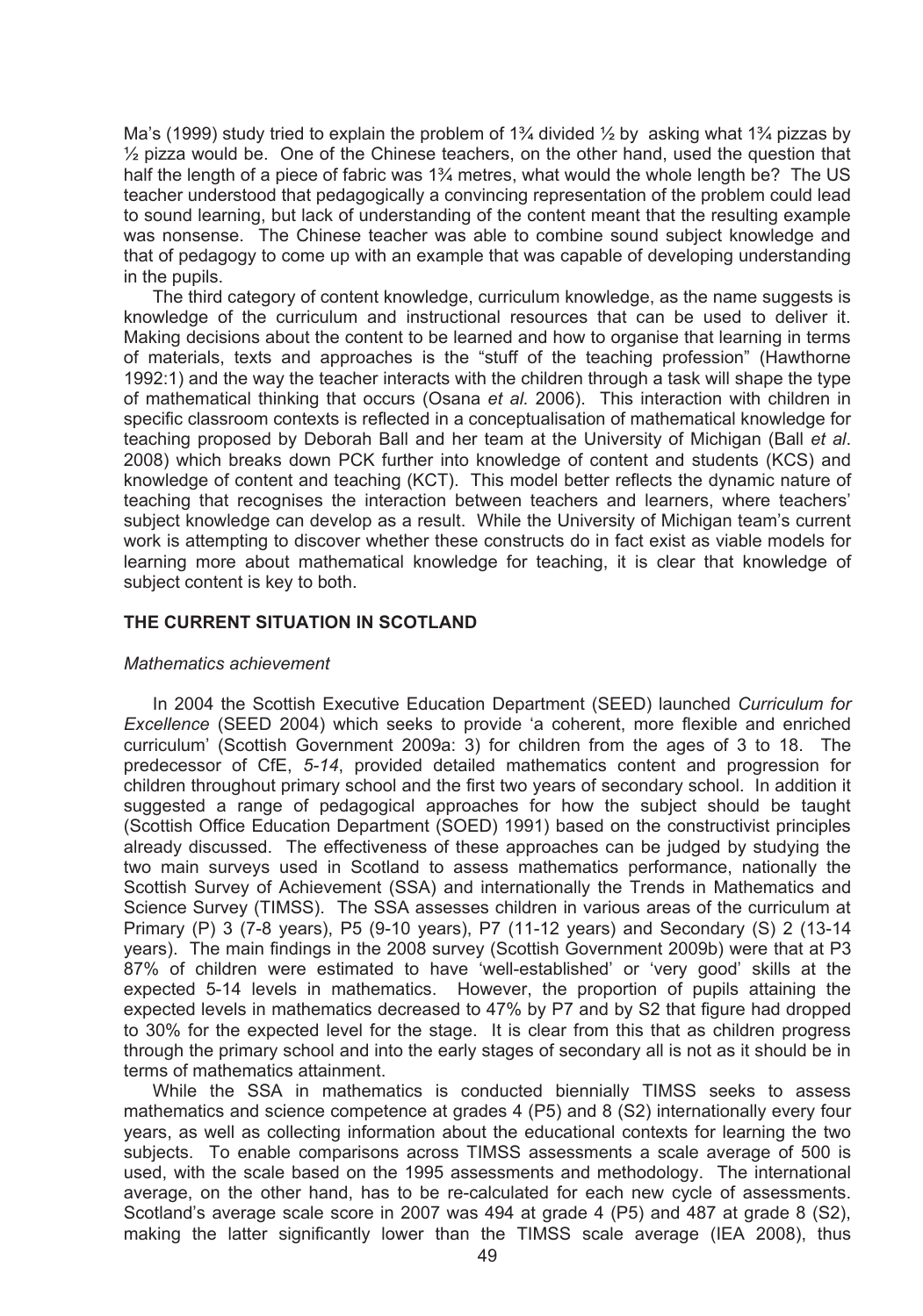Ma's (1999) study tried to explain the problem of 1¾ divided ½ by asking what 1¾ pizzas by ½ pizza would be. One of the Chinese teachers, on the other hand, used the question that half the length of a piece of fabric was 1¾ metres, what would the whole length be? The US teacher understood that pedagogically a convincing representation of the problem could lead to sound learning, but lack of understanding of the content meant that the resulting example was nonsense. The Chinese teacher was able to combine sound subject knowledge and that of pedagogy to come up with an example that was capable of developing understanding in the pupils.

The third category of content knowledge, curriculum knowledge, as the name suggests is knowledge of the curriculum and instructional resources that can be used to deliver it. Making decisions about the content to be learned and how to organise that learning in terms of materials, texts and approaches is the "stuff of the teaching profession" (Hawthorne 1992:1) and the way the teacher interacts with the children through a task will shape the type of mathematical thinking that occurs (Osana *et al.* 2006). This interaction with children in specific classroom contexts is reflected in a conceptualisation of mathematical knowledge for teaching proposed by Deborah Ball and her team at the University of Michigan (Ball *et al*. 2008) which breaks down PCK further into knowledge of content and students (KCS) and knowledge of content and teaching (KCT). This model better reflects the dynamic nature of teaching that recognises the interaction between teachers and learners, where teachers' subject knowledge can develop as a result. While the University of Michigan team's current work is attempting to discover whether these constructs do in fact exist as viable models for learning more about mathematical knowledge for teaching, it is clear that knowledge of subject content is key to both.

## THE CURRENT SITUATION IN SCOTLAND

### *Mathematics achievement*

In 2004 the Scottish Executive Education Department (SEED) launched *Curriculum for Excellence* (SEED 2004) which seeks to provide 'a coherent, more flexible and enriched curriculum' (Scottish Government 2009a: 3) for children from the ages of 3 to 18. The predecessor of CfE, *5-14*, provided detailed mathematics content and progression for children throughout primary school and the first two years of secondary school. In addition it suggested a range of pedagogical approaches for how the subject should be taught (Scottish Office Education Department (SOED) 1991) based on the constructivist principles already discussed. The effectiveness of these approaches can be judged by studying the two main surveys used in Scotland to assess mathematics performance, nationally the Scottish Survey of Achievement (SSA) and internationally the Trends in Mathematics and Science Survey (TIMSS). The SSA assesses children in various areas of the curriculum at Primary (P) 3 (7-8 years), P5 (9-10 years), P7 (11-12 years) and Secondary (S) 2 (13-14 years). The main findings in the 2008 survey (Scottish Government 2009b) were that at P3 87% of children were estimated to have 'well-established' or 'very good' skills at the expected 5-14 levels in mathematics. However, the proportion of pupils attaining the expected levels in mathematics decreased to 47% by P7 and by S2 that figure had dropped to 30% for the expected level for the stage. It is clear from this that as children progress through the primary school and into the early stages of secondary all is not as it should be in terms of mathematics attainment.

While the SSA in mathematics is conducted biennially TIMSS seeks to assess mathematics and science competence at grades 4 (P5) and 8 (S2) internationally every four years, as well as collecting information about the educational contexts for learning the two subjects. To enable comparisons across TIMSS assessments a scale average of 500 is used, with the scale based on the 1995 assessments and methodology. The international average, on the other hand, has to be re-calculated for each new cycle of assessments. Scotland's average scale score in 2007 was 494 at grade 4 (P5) and 487 at grade 8 (S2), making the latter significantly lower than the TIMSS scale average (IEA 2008), thus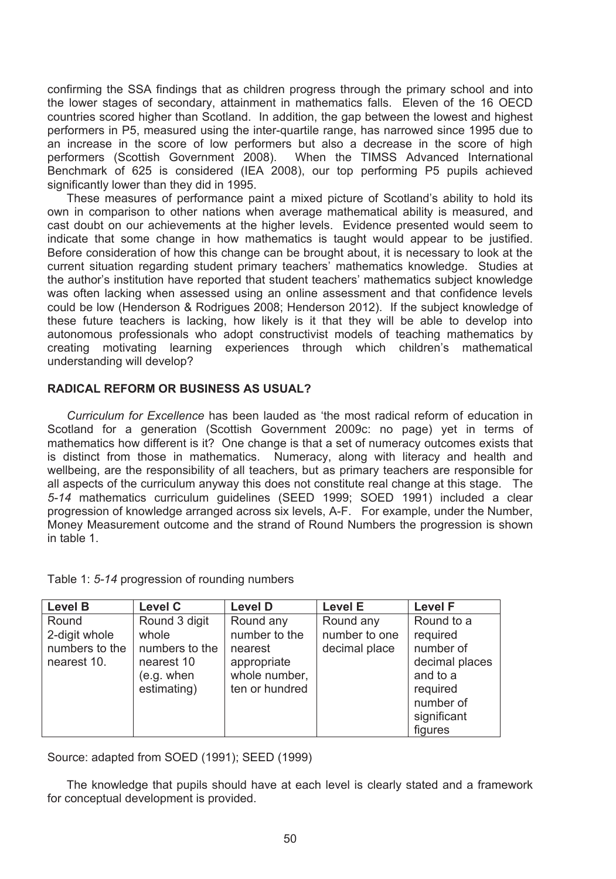confirming the SSA findings that as children progress through the primary school and into the lower stages of secondary, attainment in mathematics falls. Eleven of the 16 OECD countries scored higher than Scotland. In addition, the gap between the lowest and highest performers in P5, measured using the inter-quartile range, has narrowed since 1995 due to an increase in the score of low performers but also a decrease in the score of high performers (Scottish Government 2008). When the TIMSS Advanced International Benchmark of 625 is considered (IEA 2008), our top performing P5 pupils achieved significantly lower than they did in 1995.

These measures of performance paint a mixed picture of Scotland's ability to hold its own in comparison to other nations when average mathematical ability is measured, and cast doubt on our achievements at the higher levels. Evidence presented would seem to indicate that some change in how mathematics is taught would appear to be justified. Before consideration of how this change can be brought about, it is necessary to look at the current situation regarding student primary teachers' mathematics knowledge. Studies at the author's institution have reported that student teachers' mathematics subject knowledge was often lacking when assessed using an online assessment and that confidence levels could be low (Henderson & Rodrigues 2008; Henderson 2012). If the subject knowledge of these future teachers is lacking, how likely is it that they will be able to develop into autonomous professionals who adopt constructivist models of teaching mathematics by creating motivating learning experiences through which children's mathematical understanding will develop?

## RADICAL REFORM OR BUSINESS AS USUAL?

*Curriculum for Excellence* has been lauded as 'the most radical reform of education in Scotland for a generation (Scottish Government 2009c: no page) yet in terms of mathematics how different is it? One change is that a set of numeracy outcomes exists that is distinct from those in mathematics. Numeracy, along with literacy and health and wellbeing, are the responsibility of all teachers, but as primary teachers are responsible for all aspects of the curriculum anyway this does not constitute real change at this stage. The *5-14* mathematics curriculum guidelines (SEED 1999; SOED 1991) included a clear progression of knowledge arranged across six levels, A-F. For example, under the Number, Money Measurement outcome and the strand of Round Numbers the progression is shown in table 1.

Table 1: *5-14* progression of rounding numbers

| Level B | Level C | Level D | Level E | Level F |
|---|---|---|---|---|
| Round 2-digit whole numbers to the nearest 10. | Round 3 digit whole numbers to the nearest 10 (e.g. when estimating) | Round any number to the nearest appropriate whole number, ten or hundred | Round any number to one decimal place | Round to a required number of decimal places and to a required number of significant figures |

Source: adapted from SOED (1991); SEED (1999)

The knowledge that pupils should have at each level is clearly stated and a framework for conceptual development is provided.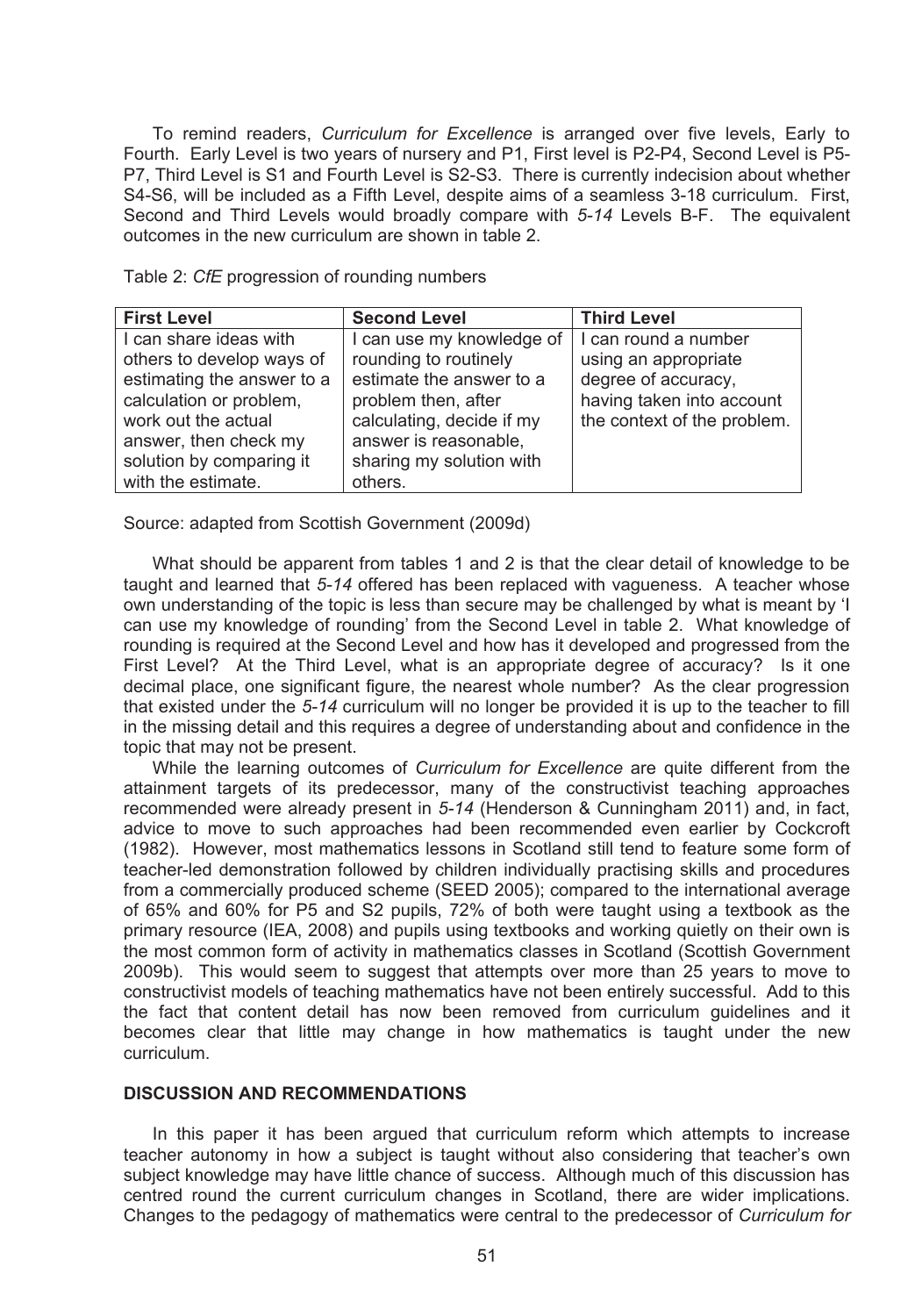To remind readers, *Curriculum for Excellence* is arranged over five levels, Early to Fourth. Early Level is two years of nursery and P1, First level is P2-P4, Second Level is P5-P7, Third Level is S1 and Fourth Level is S2-S3. There is currently indecision about whether S4-S6, will be included as a Fifth Level, despite aims of a seamless 3-18 curriculum. First, Second and Third Levels would broadly compare with *5-14* Levels B-F. The equivalent outcomes in the new curriculum are shown in table 2.

Table 2: *CfE* progression of rounding numbers

| First Level | Second Level | Third Level |
|---|---|---|
| I can share ideas with others to develop ways of estimating the answer to a calculation or problem, work out the actual answer, then check my solution by comparing it with the estimate. | I can use my knowledge of rounding to routinely estimate the answer to a problem then, after calculating, decide if my answer is reasonable, sharing my solution with others. | I can round a number using an appropriate degree of accuracy, having taken into account the context of the problem. |

Source: adapted from Scottish Government (2009d)

What should be apparent from tables 1 and 2 is that the clear detail of knowledge to be taught and learned that *5-14* offered has been replaced with vagueness. A teacher whose own understanding of the topic is less than secure may be challenged by what is meant by 'I can use my knowledge of rounding' from the Second Level in table 2. What knowledge of rounding is required at the Second Level and how has it developed and progressed from the First Level? At the Third Level, what is an appropriate degree of accuracy? Is it one decimal place, one significant figure, the nearest whole number? As the clear progression that existed under the *5-14* curriculum will no longer be provided it is up to the teacher to fill in the missing detail and this requires a degree of understanding about and confidence in the topic that may not be present.

While the learning outcomes of *Curriculum for Excellence* are quite different from the attainment targets of its predecessor, many of the constructivist teaching approaches recommended were already present in *5-14* (Henderson & Cunningham 2011) and, in fact, advice to move to such approaches had been recommended even earlier by Cockcroft (1982). However, most mathematics lessons in Scotland still tend to feature some form of teacher-led demonstration followed by children individually practising skills and procedures from a commercially produced scheme (SEED 2005); compared to the international average of 65% and 60% for P5 and S2 pupils, 72% of both were taught using a textbook as the primary resource (IEA, 2008) and pupils using textbooks and working quietly on their own is the most common form of activity in mathematics classes in Scotland (Scottish Government 2009b). This would seem to suggest that attempts over more than 25 years to move to constructivist models of teaching mathematics have not been entirely successful. Add to this the fact that content detail has now been removed from curriculum guidelines and it becomes clear that little may change in how mathematics is taught under the new curriculum.

## DISCUSSION AND RECOMMENDATIONS

In this paper it has been argued that curriculum reform which attempts to increase teacher autonomy in how a subject is taught without also considering that teacher's own subject knowledge may have little chance of success. Although much of this discussion has centred round the current curriculum changes in Scotland, there are wider implications. Changes to the pedagogy of mathematics were central to the predecessor of *Curriculum for*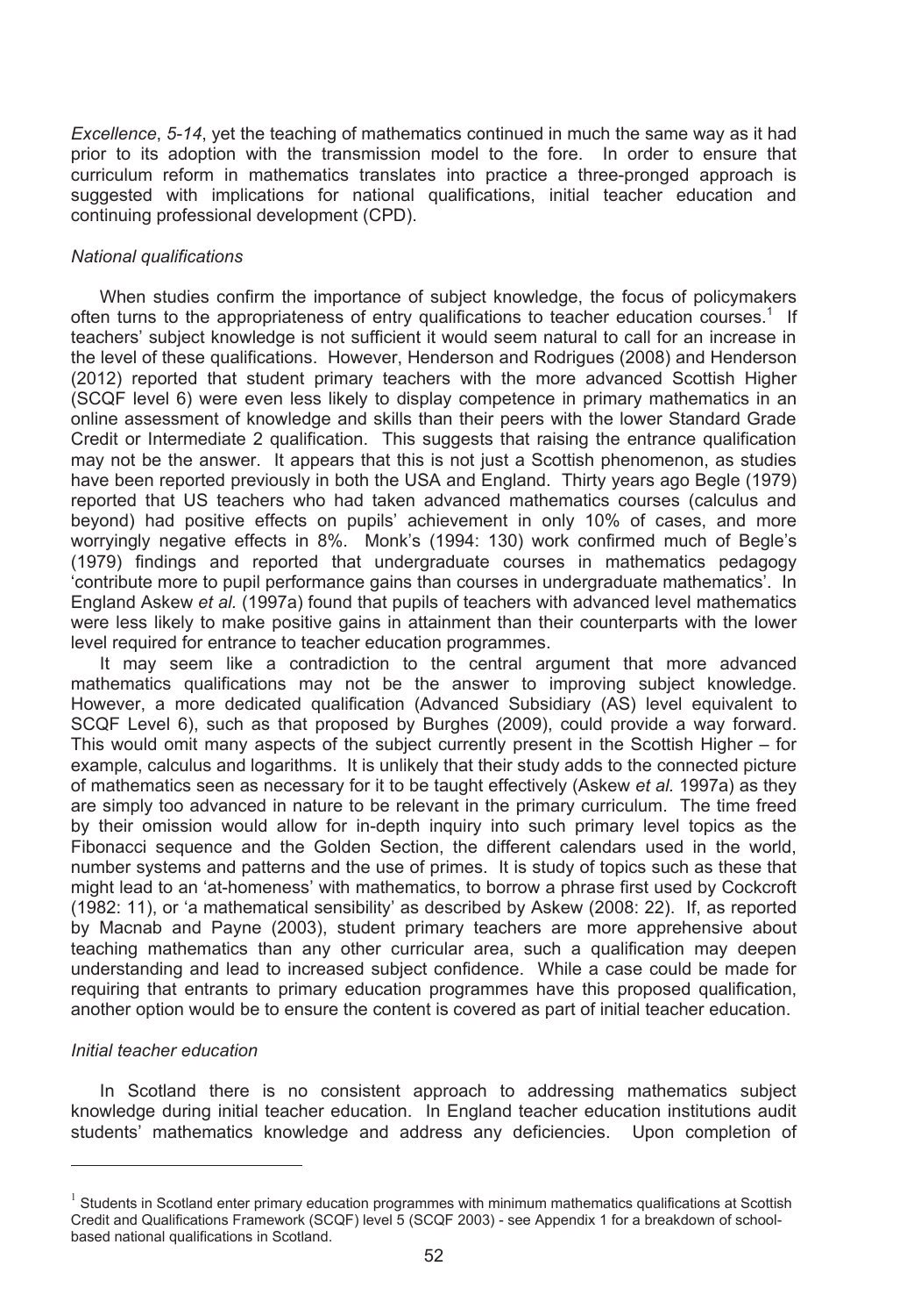*Excellence*, *5-14*, yet the teaching of mathematics continued in much the same way as it had prior to its adoption with the transmission model to the fore. In order to ensure that curriculum reform in mathematics translates into practice a three-pronged approach is suggested with implications for national qualifications, initial teacher education and continuing professional development (CPD).

*National qualifications*

When studies confirm the importance of subject knowledge, the focus of policymakers often turns to the appropriateness of entry qualifications to teacher education courses.[1] If teachers' subject knowledge is not sufficient it would seem natural to call for an increase in the level of these qualifications. However, Henderson and Rodrigues (2008) and Henderson (2012) reported that student primary teachers with the more advanced Scottish Higher (SCQF level 6) were even less likely to display competence in primary mathematics in an online assessment of knowledge and skills than their peers with the lower Standard Grade Credit or Intermediate 2 qualification. This suggests that raising the entrance qualification may not be the answer. It appears that this is not just a Scottish phenomenon, as studies have been reported previously in both the USA and England. Thirty years ago Begle (1979) reported that US teachers who had taken advanced mathematics courses (calculus and beyond) had positive effects on pupils' achievement in only 10% of cases, and more worryingly negative effects in 8%. Monk's (1994: 130) work confirmed much of Begle's (1979) findings and reported that undergraduate courses in mathematics pedagogy 'contribute more to pupil performance gains than courses in undergraduate mathematics'. In England Askew *et al.* (1997a) found that pupils of teachers with advanced level mathematics were less likely to make positive gains in attainment than their counterparts with the lower level required for entrance to teacher education programmes.

It may seem like a contradiction to the central argument that more advanced mathematics qualifications may not be the answer to improving subject knowledge. However, a more dedicated qualification (Advanced Subsidiary (AS) level equivalent to SCQF Level 6), such as that proposed by Burghes (2009), could provide a way forward. This would omit many aspects of the subject currently present in the Scottish Higher – for example, calculus and logarithms. It is unlikely that their study adds to the connected picture of mathematics seen as necessary for it to be taught effectively (Askew *et al.* 1997a) as they are simply too advanced in nature to be relevant in the primary curriculum. The time freed by their omission would allow for in-depth inquiry into such primary level topics as the Fibonacci sequence and the Golden Section, the different calendars used in the world, number systems and patterns and the use of primes. It is study of topics such as these that might lead to an 'at-homeness' with mathematics, to borrow a phrase first used by Cockcroft (1982: 11), or 'a mathematical sensibility' as described by Askew (2008: 22). If, as reported by Macnab and Payne (2003), student primary teachers are more apprehensive about teaching mathematics than any other curricular area, such a qualification may deepen understanding and lead to increased subject confidence. While a case could be made for requiring that entrants to primary education programmes have this proposed qualification, another option would be to ensure the content is covered as part of initial teacher education.

*Initial teacher education*

In Scotland there is no consistent approach to addressing mathematics subject knowledge during initial teacher education. In England teacher education institutions audit students' mathematics knowledge and address any deficiencies. Upon completion of

[1] Students in Scotland enter primary education programmes with minimum mathematics qualifications at Scottish Credit and Qualifications Framework (SCQF) level 5 (SCQF 2003) - see Appendix 1 for a breakdown of school-based national qualifications in Scotland.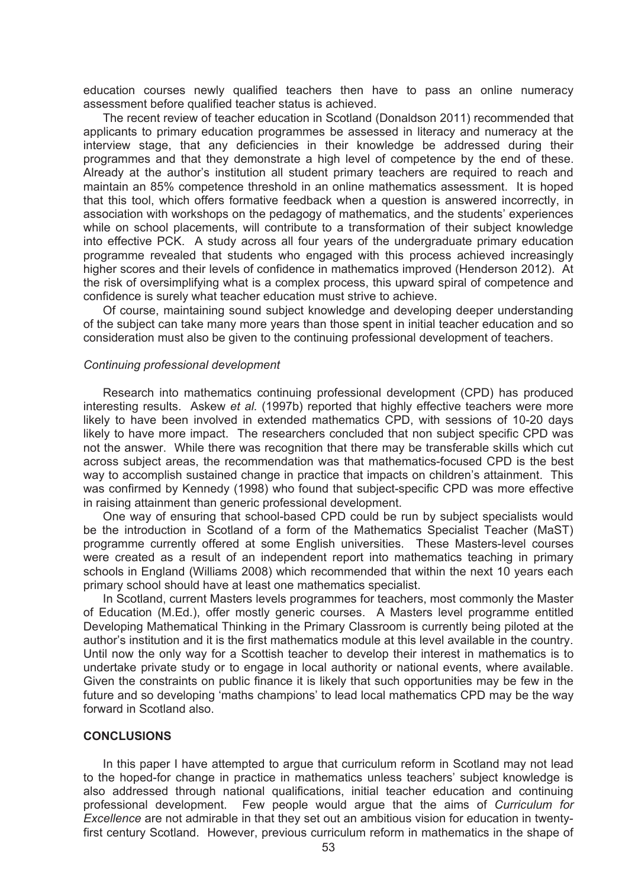education courses newly qualified teachers then have to pass an online numeracy assessment before qualified teacher status is achieved.

The recent review of teacher education in Scotland (Donaldson 2011) recommended that applicants to primary education programmes be assessed in literacy and numeracy at the interview stage, that any deficiencies in their knowledge be addressed during their programmes and that they demonstrate a high level of competence by the end of these. Already at the author's institution all student primary teachers are required to reach and maintain an 85% competence threshold in an online mathematics assessment. It is hoped that this tool, which offers formative feedback when a question is answered incorrectly, in association with workshops on the pedagogy of mathematics, and the students' experiences while on school placements, will contribute to a transformation of their subject knowledge into effective PCK. A study across all four years of the undergraduate primary education programme revealed that students who engaged with this process achieved increasingly higher scores and their levels of confidence in mathematics improved (Henderson 2012). At the risk of oversimplifying what is a complex process, this upward spiral of competence and confidence is surely what teacher education must strive to achieve.

Of course, maintaining sound subject knowledge and developing deeper understanding of the subject can take many more years than those spent in initial teacher education and so consideration must also be given to the continuing professional development of teachers.

### *Continuing professional development*

Research into mathematics continuing professional development (CPD) has produced interesting results. Askew *et al.* (1997b) reported that highly effective teachers were more likely to have been involved in extended mathematics CPD, with sessions of 10-20 days likely to have more impact. The researchers concluded that non subject specific CPD was not the answer. While there was recognition that there may be transferable skills which cut across subject areas, the recommendation was that mathematics-focused CPD is the best way to accomplish sustained change in practice that impacts on children's attainment. This was confirmed by Kennedy (1998) who found that subject-specific CPD was more effective in raising attainment than generic professional development.

One way of ensuring that school-based CPD could be run by subject specialists would be the introduction in Scotland of a form of the Mathematics Specialist Teacher (MaST) programme currently offered at some English universities. These Masters-level courses were created as a result of an independent report into mathematics teaching in primary schools in England (Williams 2008) which recommended that within the next 10 years each primary school should have at least one mathematics specialist.

In Scotland, current Masters levels programmes for teachers, most commonly the Master of Education (M.Ed.), offer mostly generic courses. A Masters level programme entitled Developing Mathematical Thinking in the Primary Classroom is currently being piloted at the author's institution and it is the first mathematics module at this level available in the country. Until now the only way for a Scottish teacher to develop their interest in mathematics is to undertake private study or to engage in local authority or national events, where available. Given the constraints on public finance it is likely that such opportunities may be few in the future and so developing 'maths champions' to lead local mathematics CPD may be the way forward in Scotland also.

## CONCLUSIONS

In this paper I have attempted to argue that curriculum reform in Scotland may not lead to the hoped-for change in practice in mathematics unless teachers' subject knowledge is also addressed through national qualifications, initial teacher education and continuing professional development. Few people would argue that the aims of *Curriculum for Excellence* are not admirable in that they set out an ambitious vision for education in twenty-first century Scotland. However, previous curriculum reform in mathematics in the shape of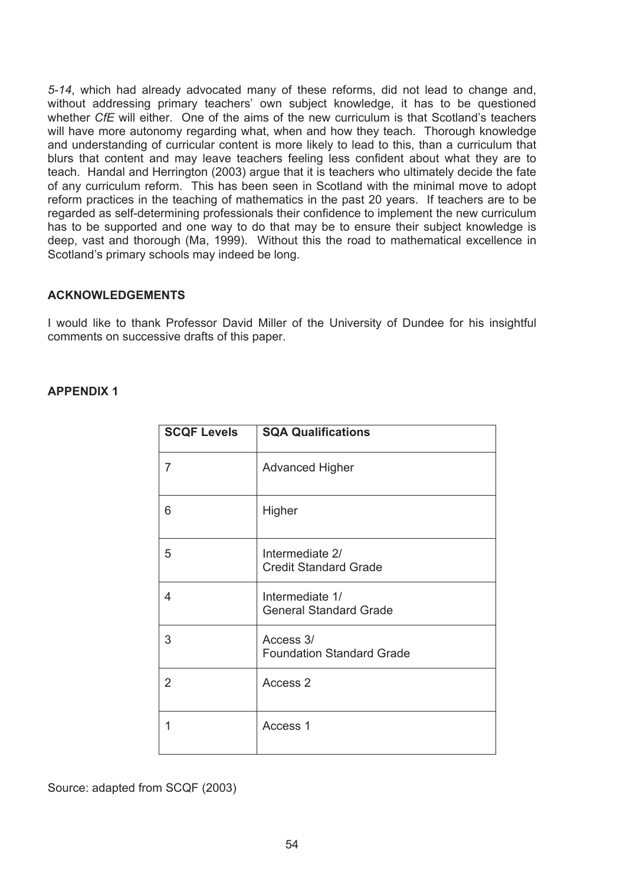*5-14*, which had already advocated many of these reforms, did not lead to change and, without addressing primary teachers' own subject knowledge, it has to be questioned whether *CfE* will either. One of the aims of the new curriculum is that Scotland's teachers will have more autonomy regarding what, when and how they teach. Thorough knowledge and understanding of curricular content is more likely to lead to this, than a curriculum that blurs that content and may leave teachers feeling less confident about what they are to teach. Handal and Herrington (2003) argue that it is teachers who ultimately decide the fate of any curriculum reform. This has been seen in Scotland with the minimal move to adopt reform practices in the teaching of mathematics in the past 20 years. If teachers are to be regarded as self-determining professionals their confidence to implement the new curriculum has to be supported and one way to do that may be to ensure their subject knowledge is deep, vast and thorough (Ma, 1999). Without this the road to mathematical excellence in Scotland's primary schools may indeed be long.

## ACKNOWLEDGEMENTS

I would like to thank Professor David Miller of the University of Dundee for his insightful comments on successive drafts of this paper.

## APPENDIX 1

| SCQF Levels | SQA Qualifications |
|---|---|
| 7 | Advanced Higher |
| 6 | Higher |
| 5 | Intermediate 2/ Credit Standard Grade |
| 4 | Intermediate 1/ General Standard Grade |
| 3 | Access 3/ Foundation Standard Grade |
| 2 | Access 2 |
| 1 | Access 1 |

Source: adapted from SCQF (2003)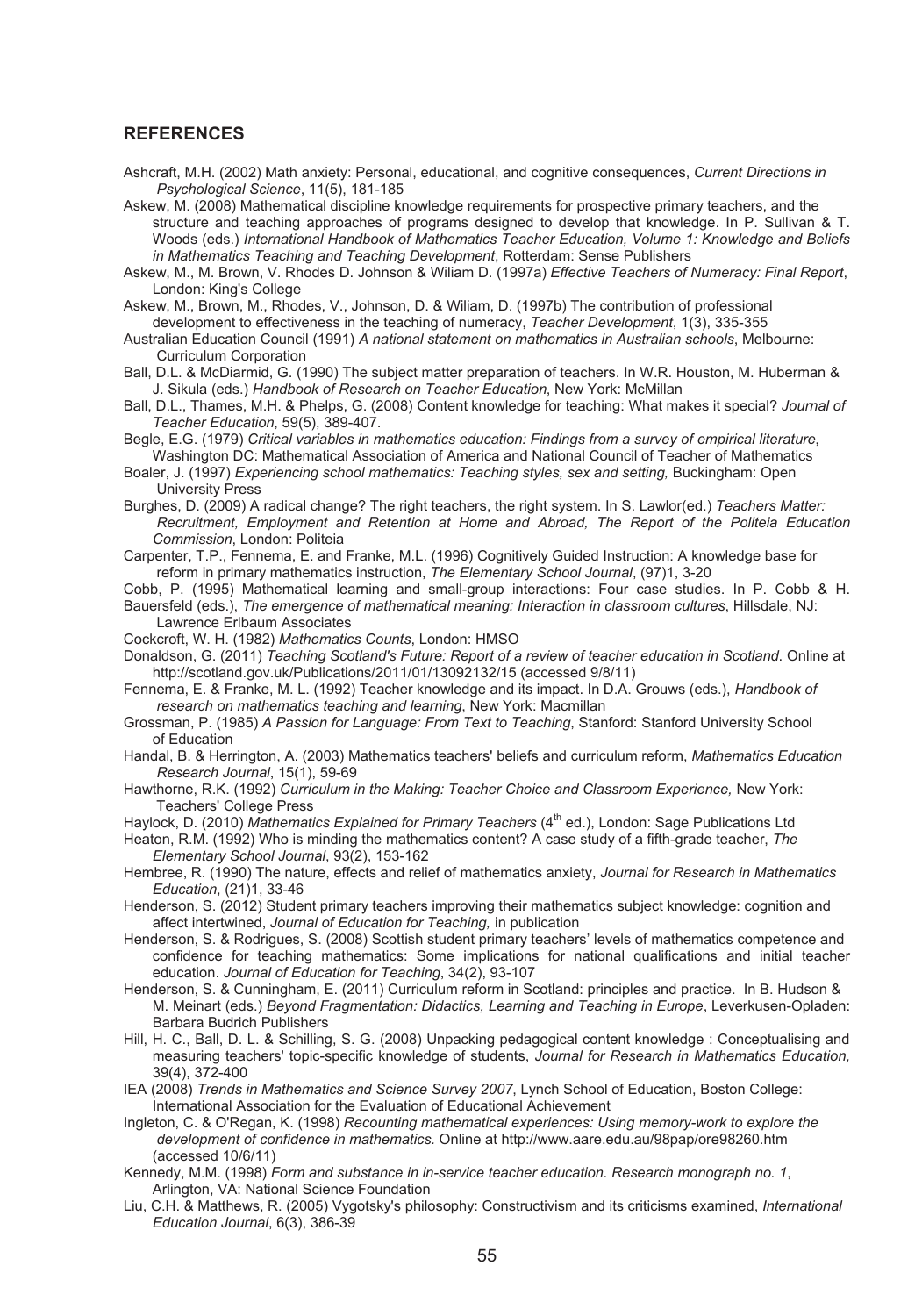## REFERENCES

Ashcraft, M.H. (2002) Math anxiety: Personal, educational, and cognitive consequences, *Current Directions in Psychological Science*, 11(5), 181-185

Askew, M. (2008) Mathematical discipline knowledge requirements for prospective primary teachers, and the structure and teaching approaches of programs designed to develop that knowledge. In P. Sullivan & T. Woods (eds.) *International Handbook of Mathematics Teacher Education, Volume 1: Knowledge and Beliefs in Mathematics Teaching and Teaching Development*, Rotterdam: Sense Publishers

Askew, M., M. Brown, V. Rhodes D. Johnson & Wiliam D. (1997a) *Effective Teachers of Numeracy: Final Report*, London: King's College

Askew, M., Brown, M., Rhodes, V., Johnson, D. & Wiliam, D. (1997b) The contribution of professional development to effectiveness in the teaching of numeracy, *Teacher Development*, 1(3), 335-355

Australian Education Council (1991) *A national statement on mathematics in Australian schools*, Melbourne: Curriculum Corporation

Ball, D.L. & McDiarmid, G. (1990) The subject matter preparation of teachers. In W.R. Houston, M. Huberman & J. Sikula (eds.) *Handbook of Research on Teacher Education*, New York: McMillan

Ball, D.L., Thames, M.H. & Phelps, G. (2008) Content knowledge for teaching: What makes it special? *Journal of Teacher Education*, 59(5), 389-407.

Begle, E.G. (1979) *Critical variables in mathematics education: Findings from a survey of empirical literature*, Washington DC: Mathematical Association of America and National Council of Teacher of Mathematics

Boaler, J. (1997) *Experiencing school mathematics: Teaching styles, sex and setting,* Buckingham: Open University Press

Burghes, D. (2009) A radical change? The right teachers, the right system. In S. Lawlor(ed.) *Teachers Matter: Recruitment, Employment and Retention at Home and Abroad, The Report of the Politeia Education Commission*, London: Politeia

Carpenter, T.P., Fennema, E. and Franke, M.L. (1996) Cognitively Guided Instruction: A knowledge base for reform in primary mathematics instruction, *The Elementary School Journal*, (97)1, 3-20

Cobb, P. (1995) Mathematical learning and small-group interactions: Four case studies. In P. Cobb & H. Bauersfeld (eds.), *The emergence of mathematical meaning: Interaction in classroom cultures*, Hillsdale, NJ: Lawrence Erlbaum Associates

Cockcroft, W. H. (1982) *Mathematics Counts*, London: HMSO

Donaldson, G. (2011) *Teaching Scotland's Future: Report of a review of teacher education in Scotland*. Online at http://scotland.gov.uk/Publications/2011/01/13092132/15 (accessed 9/8/11)

Fennema, E. & Franke, M. L. (1992) Teacher knowledge and its impact. In D.A. Grouws (eds.), *Handbook of research on mathematics teaching and learning*, New York: Macmillan

Grossman, P. (1985) *A Passion for Language: From Text to Teaching*, Stanford: Stanford University School of Education

Handal, B. & Herrington, A. (2003) Mathematics teachers' beliefs and curriculum reform, *Mathematics Education Research Journal*, 15(1), 59-69

Hawthorne, R.K. (1992) *Curriculum in the Making: Teacher Choice and Classroom Experience,* New York: Teachers' College Press

Haylock, D. (2010) *Mathematics Explained for Primary Teachers* (4th ed.), London: Sage Publications Ltd

Heaton, R.M. (1992) Who is minding the mathematics content? A case study of a fifth-grade teacher, *The Elementary School Journal*, 93(2), 153-162

Hembree, R. (1990) The nature, effects and relief of mathematics anxiety, *Journal for Research in Mathematics Education*, (21)1, 33-46

Henderson, S. (2012) Student primary teachers improving their mathematics subject knowledge: cognition and affect intertwined, *Journal of Education for Teaching,* in publication

Henderson, S. & Rodrigues, S. (2008) Scottish student primary teachers' levels of mathematics competence and confidence for teaching mathematics: Some implications for national qualifications and initial teacher education. *Journal of Education for Teaching*, 34(2), 93-107

Henderson, S. & Cunningham, E. (2011) Curriculum reform in Scotland: principles and practice. In B. Hudson & M. Meinart (eds.) *Beyond Fragmentation: Didactics, Learning and Teaching in Europe*, Leverkusen-Opladen: Barbara Budrich Publishers

Hill, H. C., Ball, D. L. & Schilling, S. G. (2008) Unpacking pedagogical content knowledge : Conceptualising and measuring teachers' topic-specific knowledge of students, *Journal for Research in Mathematics Education,* 39(4), 372-400

IEA (2008) *Trends in Mathematics and Science Survey 2007*, Lynch School of Education, Boston College: International Association for the Evaluation of Educational Achievement

Ingleton, C. & O'Regan, K. (1998) *Recounting mathematical experiences: Using memory-work to explore the development of confidence in mathematics.* Online at http://www.aare.edu.au/98pap/ore98260.htm (accessed 10/6/11)

Kennedy, M.M. (1998) *Form and substance in in-service teacher education. Research monograph no. 1*, Arlington, VA: National Science Foundation

Liu, C.H. & Matthews, R. (2005) Vygotsky's philosophy: Constructivism and its criticisms examined, *International Education Journal*, 6(3), 386-39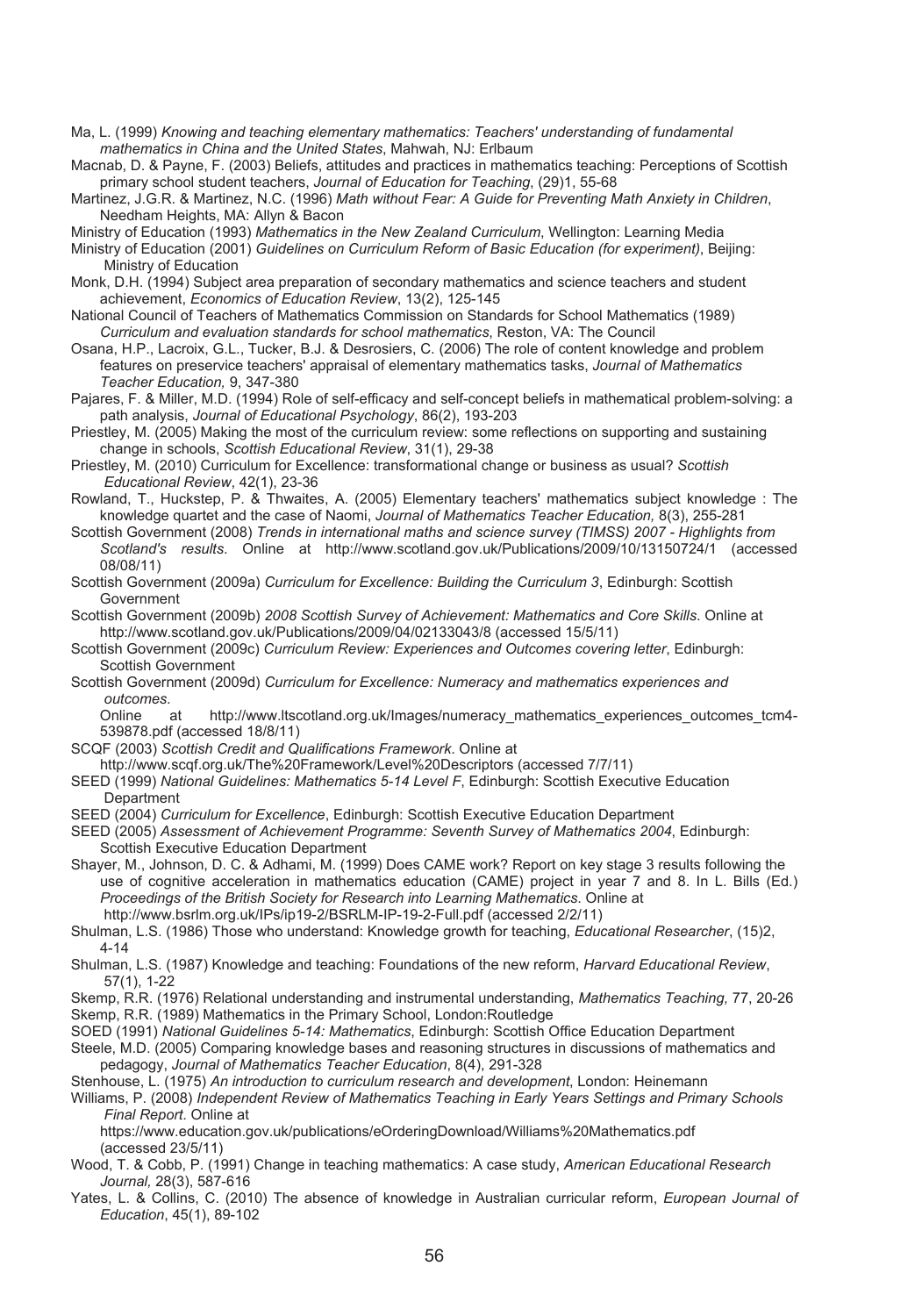Ma, L. (1999) *Knowing and teaching elementary mathematics: Teachers' understanding of fundamental mathematics in China and the United States*, Mahwah, NJ: Erlbaum

Macnab, D. & Payne, F. (2003) Beliefs, attitudes and practices in mathematics teaching: Perceptions of Scottish primary school student teachers, *Journal of Education for Teaching*, (29)1, 55-68

Martinez, J.G.R. & Martinez, N.C. (1996) *Math without Fear: A Guide for Preventing Math Anxiety in Children*, Needham Heights, MA: Allyn & Bacon

Ministry of Education (1993) *Mathematics in the New Zealand Curriculum*, Wellington: Learning Media

Ministry of Education (2001) *Guidelines on Curriculum Reform of Basic Education (for experiment)*, Beijing: Ministry of Education

Monk, D.H. (1994) Subject area preparation of secondary mathematics and science teachers and student achievement, *Economics of Education Review*, 13(2), 125-145

National Council of Teachers of Mathematics Commission on Standards for School Mathematics (1989) *Curriculum and evaluation standards for school mathematics*, Reston, VA: The Council

Osana, H.P., Lacroix, G.L., Tucker, B.J. & Desrosiers, C. (2006) The role of content knowledge and problem features on preservice teachers' appraisal of elementary mathematics tasks, *Journal of Mathematics Teacher Education,* 9, 347-380

Pajares, F. & Miller, M.D. (1994) Role of self-efficacy and self-concept beliefs in mathematical problem-solving: a path analysis, *Journal of Educational Psychology*, 86(2), 193-203

Priestley, M. (2005) Making the most of the curriculum review: some reflections on supporting and sustaining change in schools, *Scottish Educational Review*, 31(1), 29-38

Priestley, M. (2010) Curriculum for Excellence: transformational change or business as usual? *Scottish Educational Review*, 42(1), 23-36

Rowland, T., Huckstep, P. & Thwaites, A. (2005) Elementary teachers' mathematics subject knowledge : The knowledge quartet and the case of Naomi, *Journal of Mathematics Teacher Education,* 8(3), 255-281

Scottish Government (2008) *Trends in international maths and science survey (TIMSS) 2007 - Highlights from Scotland's results*. Online at http://www.scotland.gov.uk/Publications/2009/10/13150724/1 (accessed 08/08/11)

Scottish Government (2009a) *Curriculum for Excellence: Building the Curriculum 3*, Edinburgh: Scottish Government

Scottish Government (2009b) *2008 Scottish Survey of Achievement: Mathematics and Core Skills*. Online at http://www.scotland.gov.uk/Publications/2009/04/02133043/8 (accessed 15/5/11)

Scottish Government (2009c) *Curriculum Review: Experiences and Outcomes covering letter*, Edinburgh: Scottish Government

Scottish Government (2009d) *Curriculum for Excellence: Numeracy and mathematics experiences and outcomes*. Online at http://www.ltscotland.org.uk/Images/numeracy_mathematics_experiences_outcomes_tcm4-539878.pdf (accessed 18/8/11)

SCQF (2003) *Scottish Credit and Qualifications Framework*. Online at http://www.scqf.org.uk/The%20Framework/Level%20Descriptors (accessed 7/7/11)

SEED (1999) *National Guidelines: Mathematics 5-14 Level F*, Edinburgh: Scottish Executive Education Department

SEED (2004) *Curriculum for Excellence*, Edinburgh: Scottish Executive Education Department

SEED (2005) *Assessment of Achievement Programme: Seventh Survey of Mathematics 2004*, Edinburgh: Scottish Executive Education Department

Shayer, M., Johnson, D. C. & Adhami, M. (1999) Does CAME work? Report on key stage 3 results following the use of cognitive acceleration in mathematics education (CAME) project in year 7 and 8. In L. Bills (Ed.) *Proceedings of the British Society for Research into Learning Mathematics*. Online at http://www.bsrlm.org.uk/IPs/ip19-2/BSRLM-IP-19-2-Full.pdf (accessed 2/2/11)

Shulman, L.S. (1986) Those who understand: Knowledge growth for teaching, *Educational Researcher*, (15)2, 4-14

Shulman, L.S. (1987) Knowledge and teaching: Foundations of the new reform, *Harvard Educational Review*, 57(1), 1-22

Skemp, R.R. (1976) Relational understanding and instrumental understanding, *Mathematics Teaching,* 77, 20-26

Skemp, R.R. (1989) Mathematics in the Primary School, London:Routledge

SOED (1991) *National Guidelines 5-14: Mathematics*, Edinburgh: Scottish Office Education Department

Steele, M.D. (2005) Comparing knowledge bases and reasoning structures in discussions of mathematics and pedagogy, *Journal of Mathematics Teacher Education*, 8(4), 291-328

Stenhouse, L. (1975) *An introduction to curriculum research and development*, London: Heinemann

Williams, P. (2008) *Independent Review of Mathematics Teaching in Early Years Settings and Primary Schools Final Report*. Online at https://www.education.gov.uk/publications/eOrderingDownload/Williams%20Mathematics.pdf (accessed 23/5/11)

Wood, T. & Cobb, P. (1991) Change in teaching mathematics: A case study, *American Educational Research Journal,* 28(3), 587-616

Yates, L. & Collins, C. (2010) The absence of knowledge in Australian curricular reform, *European Journal of Education*, 45(1), 89-102